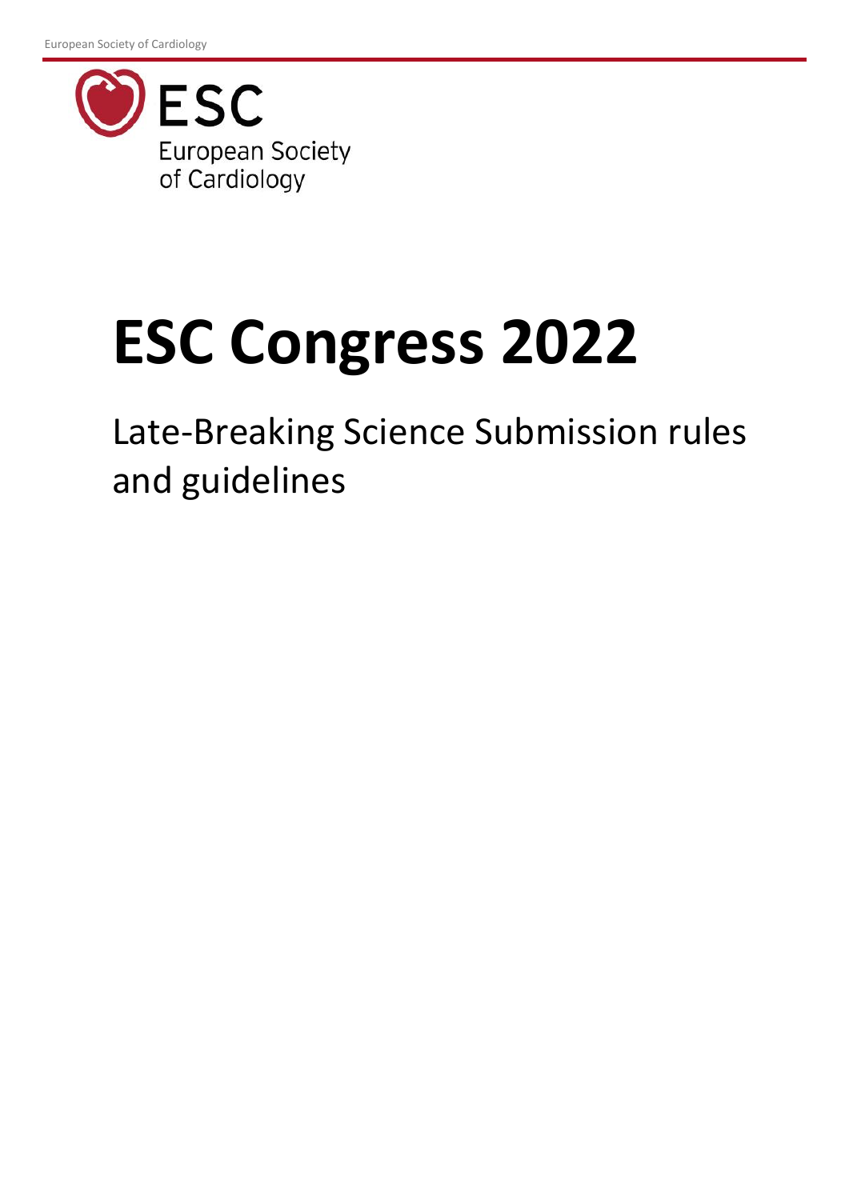ESC

European Society of Cardiology

# ESC Congress 2022

## Late-Breaking Science Submission rules and guidelines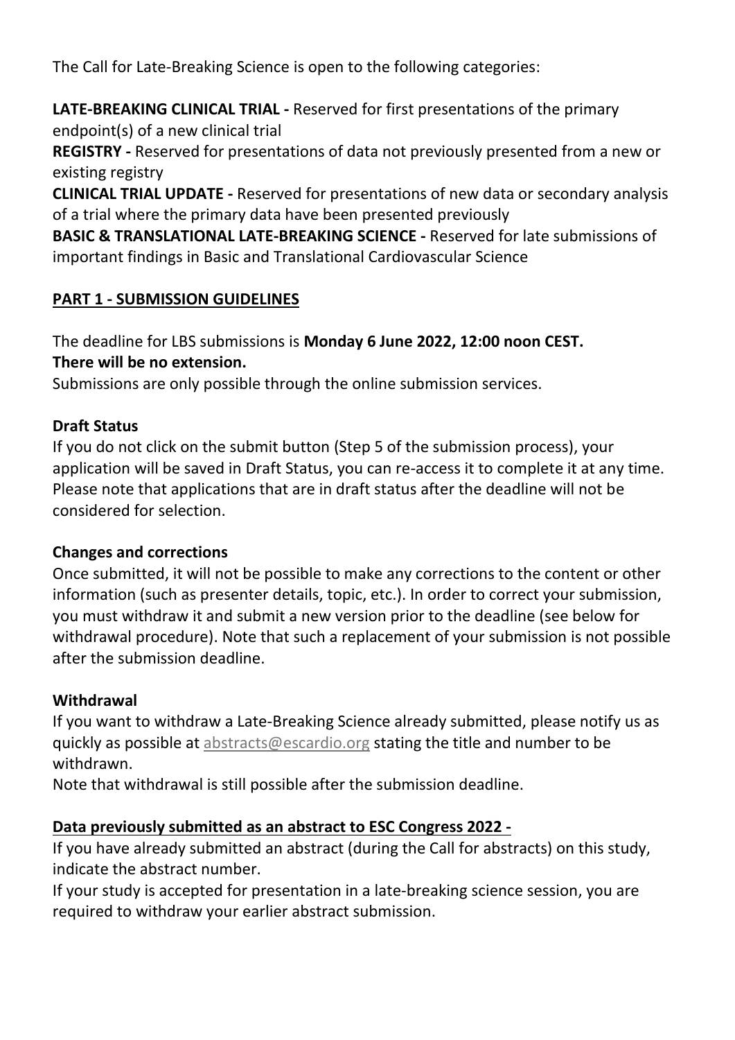The Call for Late-Breaking Science is open to the following categories:

**LATE-BREAKING CLINICAL TRIAL -** Reserved for first presentations of the primary endpoint(s) of a new clinical trial
**REGISTRY -** Reserved for presentations of data not previously presented from a new or existing registry
**CLINICAL TRIAL UPDATE -** Reserved for presentations of new data or secondary analysis of a trial where the primary data have been presented previously
**BASIC & TRANSLATIONAL LATE-BREAKING SCIENCE -** Reserved for late submissions of important findings in Basic and Translational Cardiovascular Science

## PART 1 - SUBMISSION GUIDELINES

The deadline for LBS submissions is **Monday 6 June 2022, 12:00 noon CEST.**
**There will be no extension.**
Submissions are only possible through the online submission services.

### Draft Status

If you do not click on the submit button (Step 5 of the submission process), your application will be saved in Draft Status, you can re-access it to complete it at any time. Please note that applications that are in draft status after the deadline will not be considered for selection.

### Changes and corrections

Once submitted, it will not be possible to make any corrections to the content or other information (such as presenter details, topic, etc.). In order to correct your submission, you must withdraw it and submit a new version prior to the deadline (see below for withdrawal procedure). Note that such a replacement of your submission is not possible after the submission deadline.

### Withdrawal

If you want to withdraw a Late-Breaking Science already submitted, please notify us as quickly as possible at abstracts@escardio.org stating the title and number to be withdrawn.
Note that withdrawal is still possible after the submission deadline.

### Data previously submitted as an abstract to ESC Congress 2022 -

If you have already submitted an abstract (during the Call for abstracts) on this study, indicate the abstract number.
If your study is accepted for presentation in a late-breaking science session, you are required to withdraw your earlier abstract submission.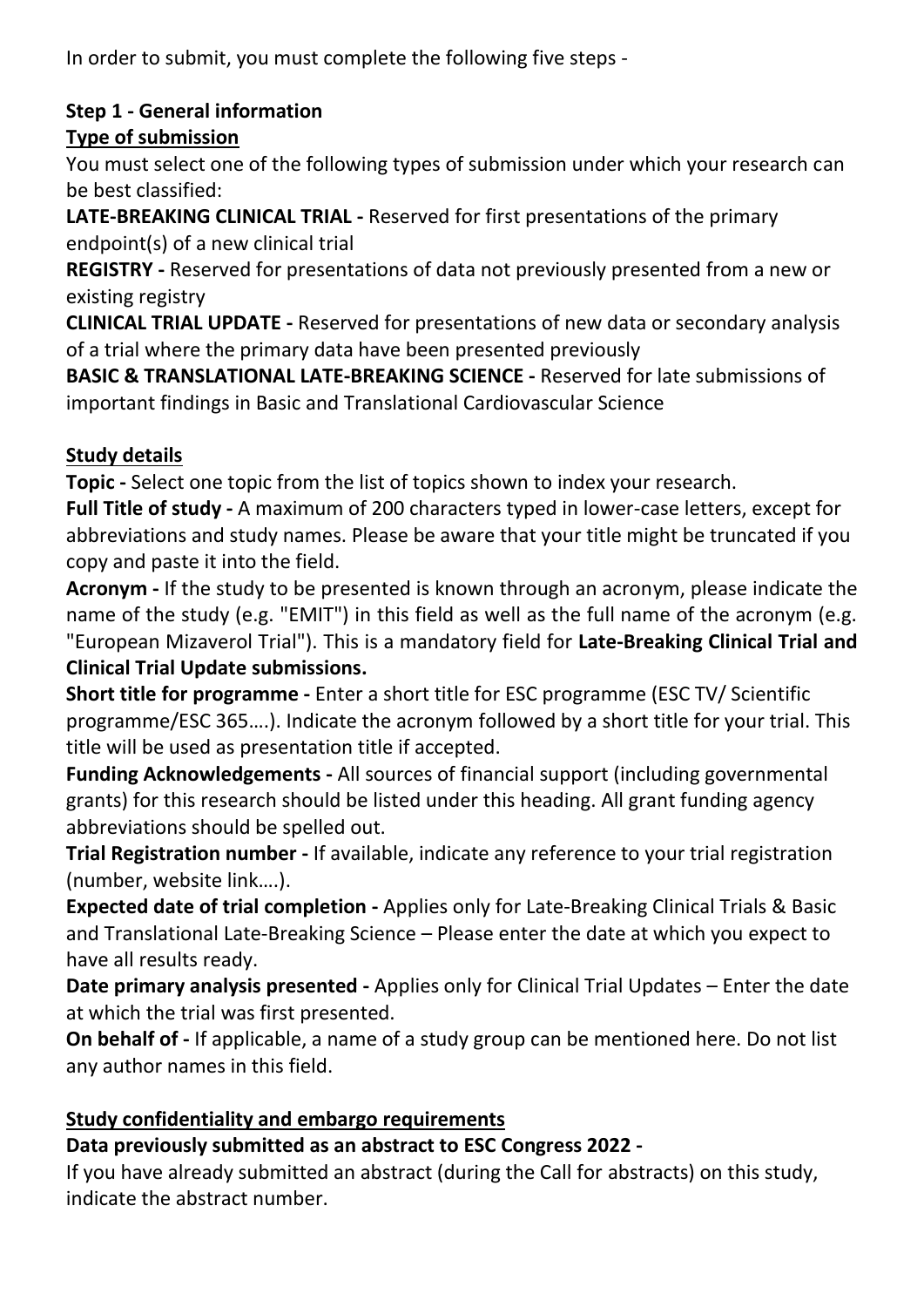In order to submit, you must complete the following five steps -

**Step 1 - General information**

**Type of submission**

You must select one of the following types of submission under which your research can be best classified:

**LATE-BREAKING CLINICAL TRIAL -** Reserved for first presentations of the primary endpoint(s) of a new clinical trial

**REGISTRY -** Reserved for presentations of data not previously presented from a new or existing registry

**CLINICAL TRIAL UPDATE -** Reserved for presentations of new data or secondary analysis of a trial where the primary data have been presented previously

**BASIC & TRANSLATIONAL LATE-BREAKING SCIENCE -** Reserved for late submissions of important findings in Basic and Translational Cardiovascular Science

**Study details**

**Topic -** Select one topic from the list of topics shown to index your research.

**Full Title of study -** A maximum of 200 characters typed in lower-case letters, except for abbreviations and study names. Please be aware that your title might be truncated if you copy and paste it into the field.

**Acronym -** If the study to be presented is known through an acronym, please indicate the name of the study (e.g. "EMIT") in this field as well as the full name of the acronym (e.g. "European Mizaverol Trial"). This is a mandatory field for **Late-Breaking Clinical Trial and Clinical Trial Update submissions.**

**Short title for programme -** Enter a short title for ESC programme (ESC TV/ Scientific programme/ESC 365….). Indicate the acronym followed by a short title for your trial. This title will be used as presentation title if accepted.

**Funding Acknowledgements -** All sources of financial support (including governmental grants) for this research should be listed under this heading. All grant funding agency abbreviations should be spelled out.

**Trial Registration number -** If available, indicate any reference to your trial registration (number, website link….).

**Expected date of trial completion -** Applies only for Late-Breaking Clinical Trials & Basic and Translational Late-Breaking Science – Please enter the date at which you expect to have all results ready.

**Date primary analysis presented -** Applies only for Clinical Trial Updates – Enter the date at which the trial was first presented.

**On behalf of -** If applicable, a name of a study group can be mentioned here. Do not list any author names in this field.

**Study confidentiality and embargo requirements**

**Data previously submitted as an abstract to ESC Congress 2022 -**

If you have already submitted an abstract (during the Call for abstracts) on this study, indicate the abstract number.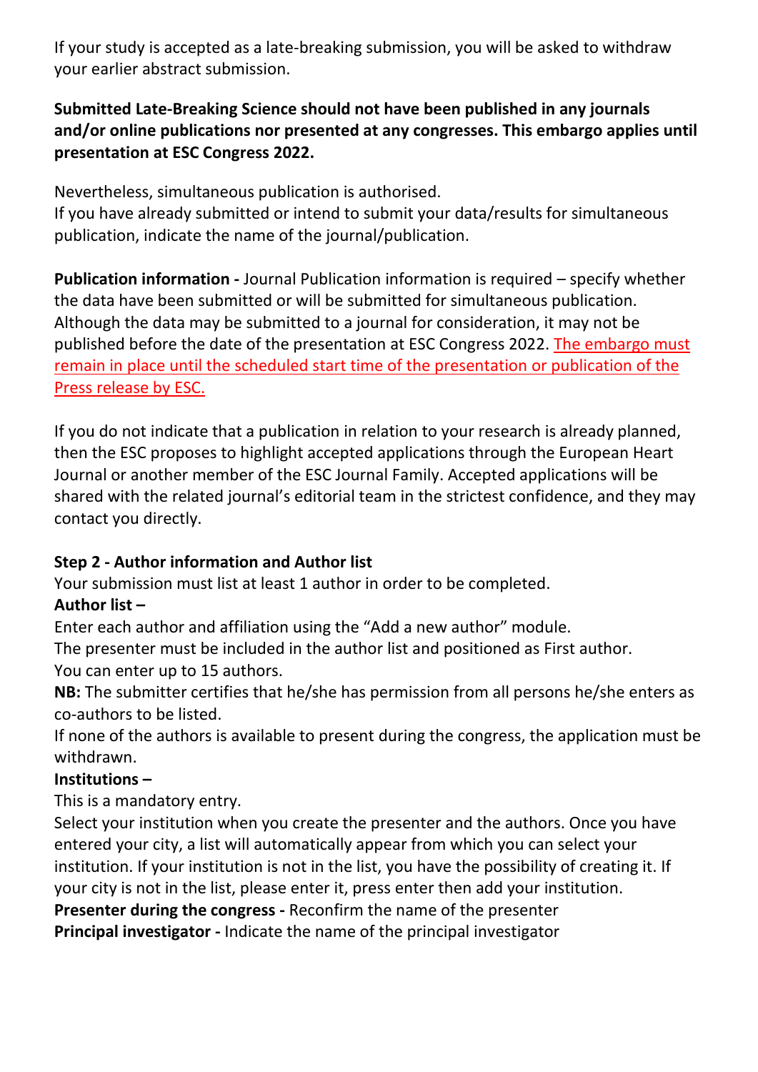If your study is accepted as a late-breaking submission, you will be asked to withdraw your earlier abstract submission.

**Submitted Late-Breaking Science should not have been published in any journals and/or online publications nor presented at any congresses. This embargo applies until presentation at ESC Congress 2022.**

Nevertheless, simultaneous publication is authorised.
If you have already submitted or intend to submit your data/results for simultaneous publication, indicate the name of the journal/publication.

**Publication information -** Journal Publication information is required – specify whether the data have been submitted or will be submitted for simultaneous publication. Although the data may be submitted to a journal for consideration, it may not be published before the date of the presentation at ESC Congress 2022. The embargo must remain in place until the scheduled start time of the presentation or publication of the Press release by ESC.

If you do not indicate that a publication in relation to your research is already planned, then the ESC proposes to highlight accepted applications through the European Heart Journal or another member of the ESC Journal Family. Accepted applications will be shared with the related journal's editorial team in the strictest confidence, and they may contact you directly.

**Step 2 - Author information and Author list**

Your submission must list at least 1 author in order to be completed.

**Author list –**

Enter each author and affiliation using the "Add a new author" module.
The presenter must be included in the author list and positioned as First author.
You can enter up to 15 authors.
**NB:** The submitter certifies that he/she has permission from all persons he/she enters as co-authors to be listed.
If none of the authors is available to present during the congress, the application must be withdrawn.

**Institutions –**

This is a mandatory entry.
Select your institution when you create the presenter and the authors. Once you have entered your city, a list will automatically appear from which you can select your institution. If your institution is not in the list, you have the possibility of creating it. If your city is not in the list, please enter it, press enter then add your institution.

**Presenter during the congress -** Reconfirm the name of the presenter

**Principal investigator -** Indicate the name of the principal investigator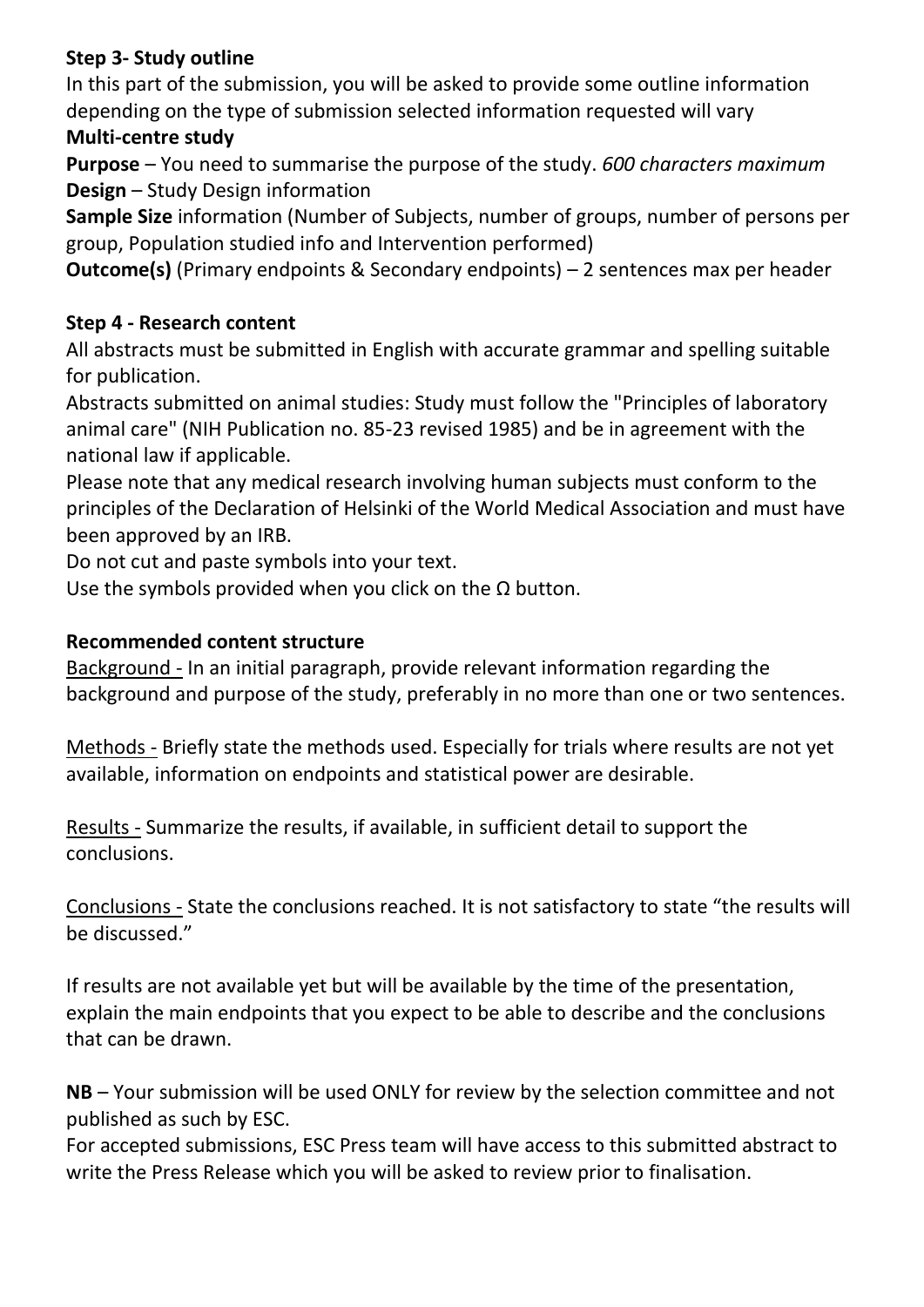**Step 3- Study outline**

In this part of the submission, you will be asked to provide some outline information depending on the type of submission selected information requested will vary

**Multi-centre study**

**Purpose** – You need to summarise the purpose of the study. *600 characters maximum*

**Design** – Study Design information

**Sample Size** information (Number of Subjects, number of groups, number of persons per group, Population studied info and Intervention performed)

**Outcome(s)** (Primary endpoints & Secondary endpoints) – 2 sentences max per header

**Step 4 - Research content**

All abstracts must be submitted in English with accurate grammar and spelling suitable for publication.

Abstracts submitted on animal studies: Study must follow the "Principles of laboratory animal care" (NIH Publication no. 85-23 revised 1985) and be in agreement with the national law if applicable.

Please note that any medical research involving human subjects must conform to the principles of the Declaration of Helsinki of the World Medical Association and must have been approved by an IRB.

Do not cut and paste symbols into your text.

Use the symbols provided when you click on the Ω button.

**Recommended content structure**

<u>Background -</u> In an initial paragraph, provide relevant information regarding the background and purpose of the study, preferably in no more than one or two sentences.

<u>Methods -</u> Briefly state the methods used. Especially for trials where results are not yet available, information on endpoints and statistical power are desirable.

<u>Results -</u> Summarize the results, if available, in sufficient detail to support the conclusions.

<u>Conclusions -</u> State the conclusions reached. It is not satisfactory to state "the results will be discussed."

If results are not available yet but will be available by the time of the presentation, explain the main endpoints that you expect to be able to describe and the conclusions that can be drawn.

**NB** – Your submission will be used ONLY for review by the selection committee and not published as such by ESC.

For accepted submissions, ESC Press team will have access to this submitted abstract to write the Press Release which you will be asked to review prior to finalisation.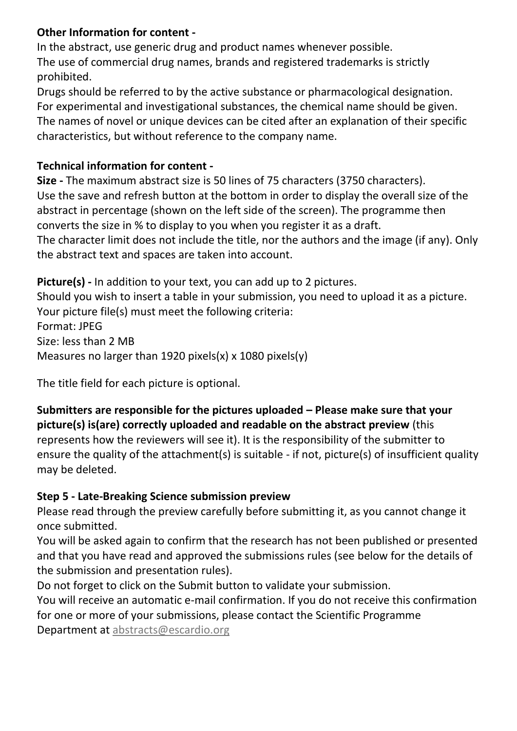**Other Information for content -**

In the abstract, use generic drug and product names whenever possible.
The use of commercial drug names, brands and registered trademarks is strictly prohibited.
Drugs should be referred to by the active substance or pharmacological designation.
For experimental and investigational substances, the chemical name should be given.
The names of novel or unique devices can be cited after an explanation of their specific characteristics, but without reference to the company name.

**Technical information for content -**

**Size -** The maximum abstract size is 50 lines of 75 characters (3750 characters).
Use the save and refresh button at the bottom in order to display the overall size of the abstract in percentage (shown on the left side of the screen). The programme then converts the size in % to display to you when you register it as a draft.
The character limit does not include the title, nor the authors and the image (if any). Only the abstract text and spaces are taken into account.

**Picture(s) -** In addition to your text, you can add up to 2 pictures.
Should you wish to insert a table in your submission, you need to upload it as a picture.
Your picture file(s) must meet the following criteria:
Format: JPEG
Size: less than 2 MB
Measures no larger than 1920 pixels(x) x 1080 pixels(y)

The title field for each picture is optional.

**Submitters are responsible for the pictures uploaded – Please make sure that your picture(s) is(are) correctly uploaded and readable on the abstract preview** (this represents how the reviewers will see it). It is the responsibility of the submitter to ensure the quality of the attachment(s) is suitable - if not, picture(s) of insufficient quality may be deleted.

**Step 5 - Late-Breaking Science submission preview**

Please read through the preview carefully before submitting it, as you cannot change it once submitted.
You will be asked again to confirm that the research has not been published or presented and that you have read and approved the submissions rules (see below for the details of the submission and presentation rules).
Do not forget to click on the Submit button to validate your submission.
You will receive an automatic e-mail confirmation. If you do not receive this confirmation for one or more of your submissions, please contact the Scientific Programme Department at abstracts@escardio.org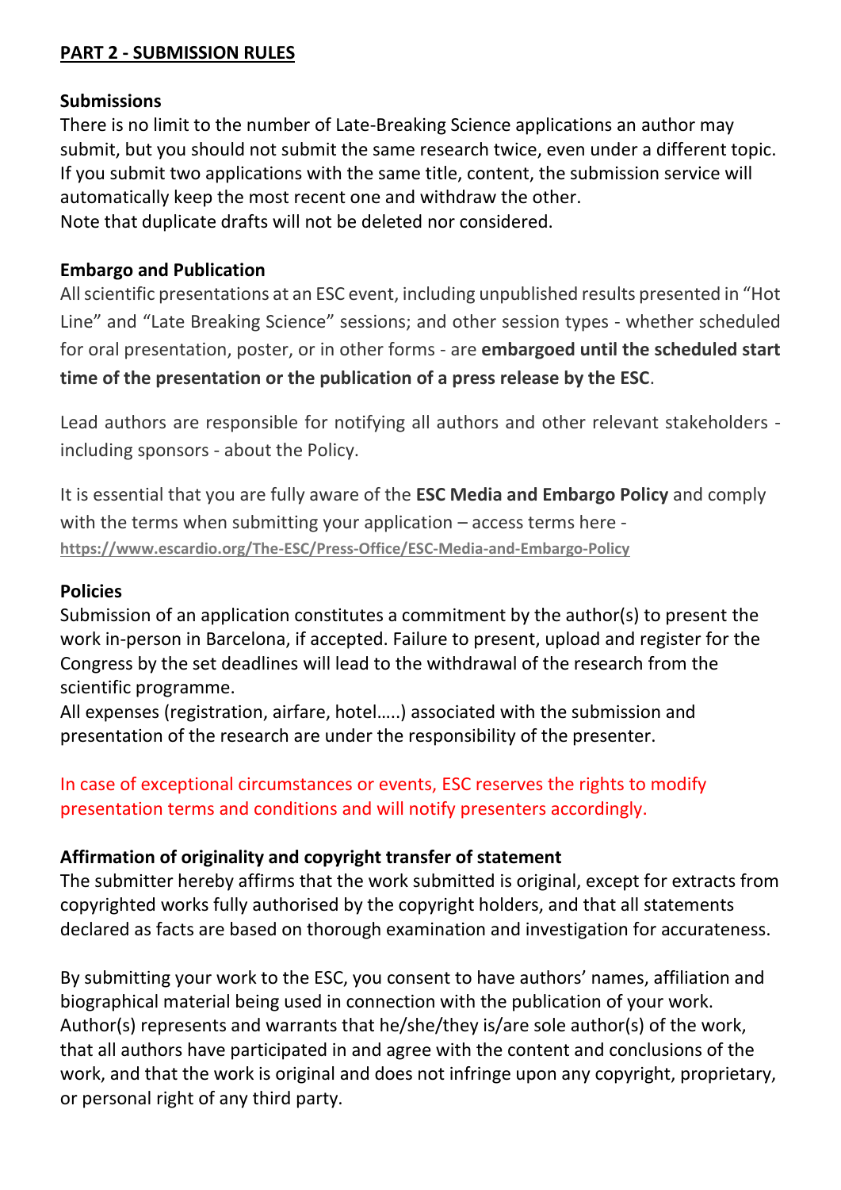## PART 2 - SUBMISSION RULES

### Submissions

There is no limit to the number of Late-Breaking Science applications an author may submit, but you should not submit the same research twice, even under a different topic. If you submit two applications with the same title, content, the submission service will automatically keep the most recent one and withdraw the other.
Note that duplicate drafts will not be deleted nor considered.

### Embargo and Publication

All scientific presentations at an ESC event, including unpublished results presented in "Hot Line" and "Late Breaking Science" sessions; and other session types - whether scheduled for oral presentation, poster, or in other forms - are **embargoed until the scheduled start time of the presentation or the publication of a press release by the ESC**.

Lead authors are responsible for notifying all authors and other relevant stakeholders - including sponsors - about the Policy.

It is essential that you are fully aware of the **ESC Media and Embargo Policy** and comply with the terms when submitting your application – access terms here - https://www.escardio.org/The-ESC/Press-Office/ESC-Media-and-Embargo-Policy

### Policies

Submission of an application constitutes a commitment by the author(s) to present the work in-person in Barcelona, if accepted. Failure to present, upload and register for the Congress by the set deadlines will lead to the withdrawal of the research from the scientific programme.
All expenses (registration, airfare, hotel…..) associated with the submission and presentation of the research are under the responsibility of the presenter.

In case of exceptional circumstances or events, ESC reserves the rights to modify presentation terms and conditions and will notify presenters accordingly.

### Affirmation of originality and copyright transfer of statement

The submitter hereby affirms that the work submitted is original, except for extracts from copyrighted works fully authorised by the copyright holders, and that all statements declared as facts are based on thorough examination and investigation for accurateness.

By submitting your work to the ESC, you consent to have authors' names, affiliation and biographical material being used in connection with the publication of your work. Author(s) represents and warrants that he/she/they is/are sole author(s) of the work, that all authors have participated in and agree with the content and conclusions of the work, and that the work is original and does not infringe upon any copyright, proprietary, or personal right of any third party.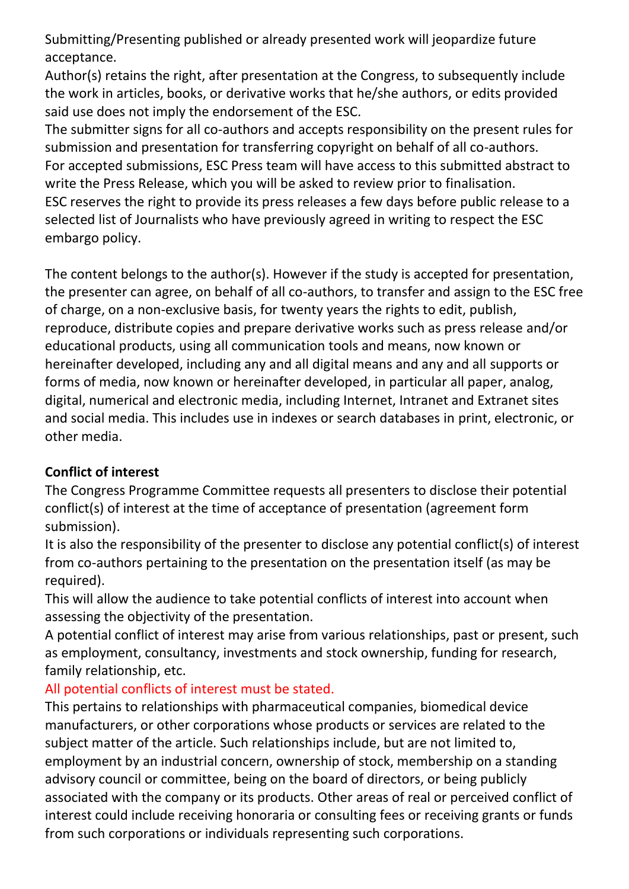Submitting/Presenting published or already presented work will jeopardize future acceptance.
Author(s) retains the right, after presentation at the Congress, to subsequently include the work in articles, books, or derivative works that he/she authors, or edits provided said use does not imply the endorsement of the ESC.
The submitter signs for all co-authors and accepts responsibility on the present rules for submission and presentation for transferring copyright on behalf of all co-authors.
For accepted submissions, ESC Press team will have access to this submitted abstract to write the Press Release, which you will be asked to review prior to finalisation.
ESC reserves the right to provide its press releases a few days before public release to a selected list of Journalists who have previously agreed in writing to respect the ESC embargo policy.

The content belongs to the author(s). However if the study is accepted for presentation, the presenter can agree, on behalf of all co-authors, to transfer and assign to the ESC free of charge, on a non-exclusive basis, for twenty years the rights to edit, publish, reproduce, distribute copies and prepare derivative works such as press release and/or educational products, using all communication tools and means, now known or hereinafter developed, including any and all digital means and any and all supports or forms of media, now known or hereinafter developed, in particular all paper, analog, digital, numerical and electronic media, including Internet, Intranet and Extranet sites and social media. This includes use in indexes or search databases in print, electronic, or other media.

**Conflict of interest**

The Congress Programme Committee requests all presenters to disclose their potential conflict(s) of interest at the time of acceptance of presentation (agreement form submission).
It is also the responsibility of the presenter to disclose any potential conflict(s) of interest from co-authors pertaining to the presentation on the presentation itself (as may be required).
This will allow the audience to take potential conflicts of interest into account when assessing the objectivity of the presentation.
A potential conflict of interest may arise from various relationships, past or present, such as employment, consultancy, investments and stock ownership, funding for research, family relationship, etc.
All potential conflicts of interest must be stated.
This pertains to relationships with pharmaceutical companies, biomedical device manufacturers, or other corporations whose products or services are related to the subject matter of the article. Such relationships include, but are not limited to, employment by an industrial concern, ownership of stock, membership on a standing advisory council or committee, being on the board of directors, or being publicly associated with the company or its products. Other areas of real or perceived conflict of interest could include receiving honoraria or consulting fees or receiving grants or funds from such corporations or individuals representing such corporations.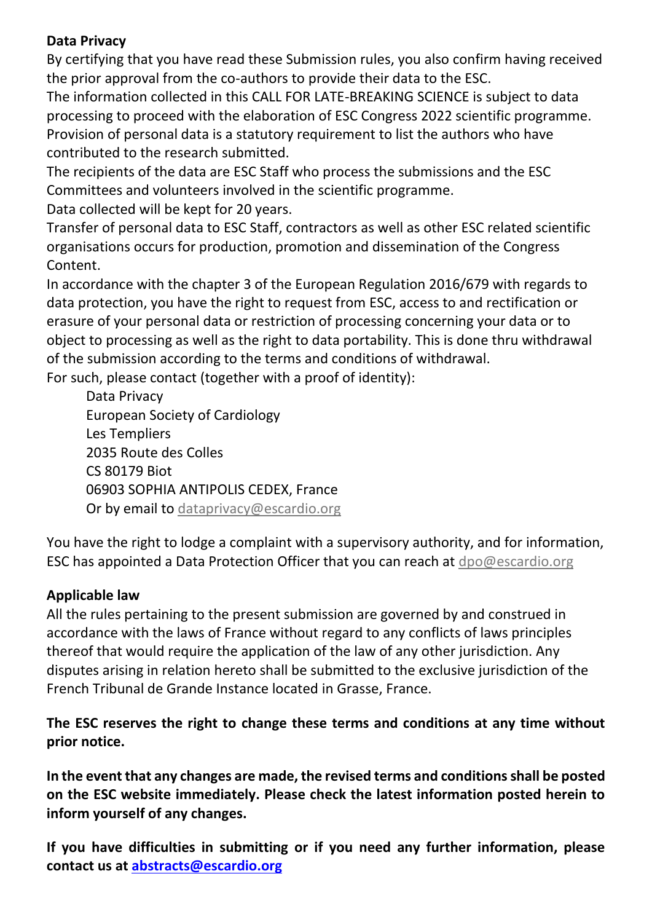**Data Privacy**

By certifying that you have read these Submission rules, you also confirm having received the prior approval from the co-authors to provide their data to the ESC.

The information collected in this CALL FOR LATE-BREAKING SCIENCE is subject to data processing to proceed with the elaboration of ESC Congress 2022 scientific programme.

Provision of personal data is a statutory requirement to list the authors who have contributed to the research submitted.

The recipients of the data are ESC Staff who process the submissions and the ESC Committees and volunteers involved in the scientific programme.

Data collected will be kept for 20 years.

Transfer of personal data to ESC Staff, contractors as well as other ESC related scientific organisations occurs for production, promotion and dissemination of the Congress Content.

In accordance with the chapter 3 of the European Regulation 2016/679 with regards to data protection, you have the right to request from ESC, access to and rectification or erasure of your personal data or restriction of processing concerning your data or to object to processing as well as the right to data portability. This is done thru withdrawal of the submission according to the terms and conditions of withdrawal.

For such, please contact (together with a proof of identity):

Data Privacy
European Society of Cardiology
Les Templiers
2035 Route des Colles
CS 80179 Biot
06903 SOPHIA ANTIPOLIS CEDEX, France
Or by email to dataprivacy@escardio.org

You have the right to lodge a complaint with a supervisory authority, and for information, ESC has appointed a Data Protection Officer that you can reach at dpo@escardio.org

**Applicable law**

All the rules pertaining to the present submission are governed by and construed in accordance with the laws of France without regard to any conflicts of laws principles thereof that would require the application of the law of any other jurisdiction. Any disputes arising in relation hereto shall be submitted to the exclusive jurisdiction of the French Tribunal de Grande Instance located in Grasse, France.

**The ESC reserves the right to change these terms and conditions at any time without prior notice.**

**In the event that any changes are made, the revised terms and conditions shall be posted on the ESC website immediately. Please check the latest information posted herein to inform yourself of any changes.**

**If you have difficulties in submitting or if you need any further information, please contact us at abstracts@escardio.org**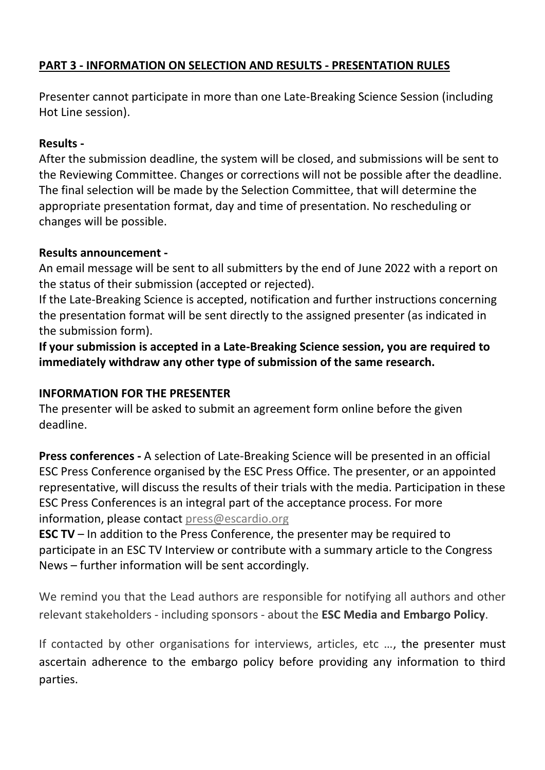## PART 3 - INFORMATION ON SELECTION AND RESULTS - PRESENTATION RULES

Presenter cannot participate in more than one Late-Breaking Science Session (including Hot Line session).

**Results -**
After the submission deadline, the system will be closed, and submissions will be sent to the Reviewing Committee. Changes or corrections will not be possible after the deadline. The final selection will be made by the Selection Committee, that will determine the appropriate presentation format, day and time of presentation. No rescheduling or changes will be possible.

**Results announcement -**
An email message will be sent to all submitters by the end of June 2022 with a report on the status of their submission (accepted or rejected).
If the Late-Breaking Science is accepted, notification and further instructions concerning the presentation format will be sent directly to the assigned presenter (as indicated in the submission form).
**If your submission is accepted in a Late-Breaking Science session, you are required to immediately withdraw any other type of submission of the same research.**

**INFORMATION FOR THE PRESENTER**
The presenter will be asked to submit an agreement form online before the given deadline.

**Press conferences -** A selection of Late-Breaking Science will be presented in an official ESC Press Conference organised by the ESC Press Office. The presenter, or an appointed representative, will discuss the results of their trials with the media. Participation in these ESC Press Conferences is an integral part of the acceptance process. For more information, please contact press@escardio.org
**ESC TV** – In addition to the Press Conference, the presenter may be required to participate in an ESC TV Interview or contribute with a summary article to the Congress News – further information will be sent accordingly.

We remind you that the Lead authors are responsible for notifying all authors and other relevant stakeholders - including sponsors - about the **ESC Media and Embargo Policy**.

If contacted by other organisations for interviews, articles, etc …, the presenter must ascertain adherence to the embargo policy before providing any information to third parties.